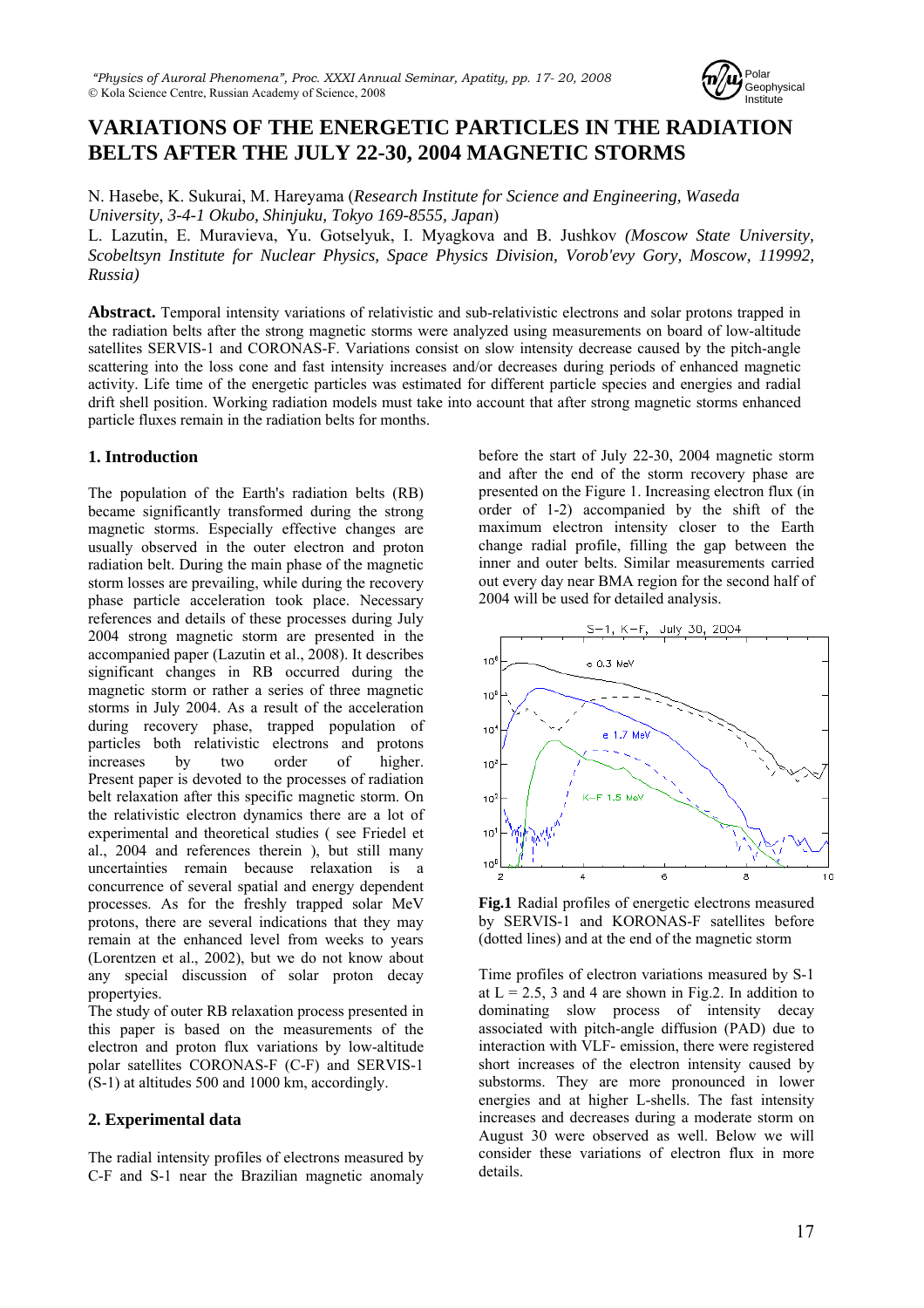# VARIATIONS OF THE ENERGETIC PARTICLES IN THE RADIATION BELTS AFTER THE JULY 22-30, 2004 MAGNETIC STORMS

N. Hasebe, K. Sukurai, M. Hareyama (*Research Institute for Science and Engineering, Waseda University, 3-4-1 Okubo, Shinjuku, Tokyo 169-8555, Japan*)

L. Lazutin, E. Muravieva, Yu. Gotselyuk, I. Myagkova and B. Jushkov *(Moscow State University, Scobeltsyn Institute for Nuclear Physics, Space Physics Division, Vorob'evy Gory, Moscow, 119992, Russia)*

**Abstract.** Temporal intensity variations of relativistic and sub-relativistic electrons and solar protons trapped in the radiation belts after the strong magnetic storms were analyzed using measurements on board of low-altitude satellites SERVIS-1 and CORONAS-F. Variations consist on slow intensity decrease caused by the pitch-angle scattering into the loss cone and fast intensity increases and/or decreases during periods of enhanced magnetic activity. Life time of the energetic particles was estimated for different particle species and energies and radial drift shell position. Working radiation models must take into account that after strong magnetic storms enhanced particle fluxes remain in the radiation belts for months.

## 1. Introduction

The population of the Earth's radiation belts (RB) became significantly transformed during the strong magnetic storms. Especially effective changes are usually observed in the outer electron and proton radiation belt. During the main phase of the magnetic storm losses are prevailing, while during the recovery phase particle acceleration took place. Necessary references and details of these processes during July 2004 strong magnetic storm are presented in the accompanied paper (Lazutin et al., 2008). It describes significant changes in RB occurred during the magnetic storm or rather a series of three magnetic storms in July 2004. As a result of the acceleration during recovery phase, trapped population of particles both relativistic electrons and protons increases by two order of higher. Present paper is devoted to the processes of radiation belt relaxation after this specific magnetic storm. On the relativistic electron dynamics there are a lot of experimental and theoretical studies ( see Friedel et al., 2004 and references therein ), but still many uncertainties remain because relaxation is a concurrence of several spatial and energy dependent processes. As for the freshly trapped solar MeV protons, there are several indications that they may remain at the enhanced level from weeks to years (Lorentzen et al., 2002), but we do not know about any special discussion of solar proton decay propertyies.

The study of outer RB relaxation process presented in this paper is based on the measurements of the electron and proton flux variations by low-altitude polar satellites CORONAS-F (C-F) and SERVIS-1 (S-1) at altitudes 500 and 1000 km, accordingly.

## 2. Experimental data

The radial intensity profiles of electrons measured by C-F and S-1 near the Brazilian magnetic anomaly before the start of July 22-30, 2004 magnetic storm and after the end of the storm recovery phase are presented on the Figure 1. Increasing electron flux (in order of 1-2) accompanied by the shift of the maximum electron intensity closer to the Earth change radial profile, filling the gap between the inner and outer belts. Similar measurements carried out every day near BMA region for the second half of 2004 will be used for detailed analysis.

**Fig.1** Radial profiles of energetic electrons measured by SERVIS-1 and KORONAS-F satellites before (dotted lines) and at the end of the magnetic storm

Time profiles of electron variations measured by S-1 at L = 2.5, 3 and 4 are shown in Fig.2. In addition to dominating slow process of intensity decay associated with pitch-angle diffusion (PAD) due to interaction with VLF- emission, there were registered short increases of the electron intensity caused by substorms. They are more pronounced in lower energies and at higher L-shells. The fast intensity increases and decreases during a moderate storm on August 30 were observed as well. Below we will consider these variations of electron flux in more details.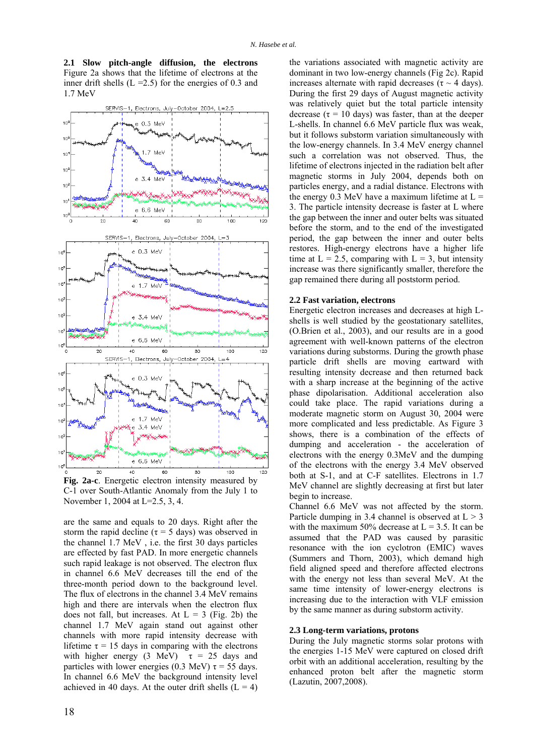### 2.1 Slow pitch-angle diffusion, the electrons

Figure 2a shows that the lifetime of electrons at the inner drift shells (L =2.5) for the energies of 0.3 and 1.7 MeV

**Fig. 2a-c**. Energetic electron intensity measured by C-1 over South-Atlantic Anomaly from the July 1 to November 1, 2004 at L=2.5, 3, 4.

are the same and equals to 20 days. Right after the storm the rapid decline (τ = 5 days) was observed in the channel 1.7 MeV , i.e. the first 30 days particles are effected by fast PAD. In more energetic channels such rapid leakage is not observed. The electron flux in channel 6.6 MeV decreases till the end of the three-month period down to the background level. The flux of electrons in the channel 3.4 MeV remains high and there are intervals when the electron flux does not fall, but increases. At L = 3 (Fig. 2b) the channel 1.7 MeV again stand out against other channels with more rapid intensity decrease with lifetime τ = 15 days in comparing with the electrons with higher energy (3 MeV) τ = 25 days and particles with lower energies (0.3 MeV) τ = 55 days. In channel 6.6 MeV the background intensity level achieved in 40 days. At the outer drift shells (L = 4) the variations associated with magnetic activity are dominant in two low-energy channels (Fig 2c). Rapid increases alternate with rapid decreases (τ ~ 4 days). During the first 29 days of August magnetic activity was relatively quiet but the total particle intensity decrease (τ = 10 days) was faster, than at the deeper L-shells. In channel 6.6 MeV particle flux was weak, but it follows substorm variation simultaneously with the low-energy channels. In 3.4 MeV energy channel such a correlation was not observed. Thus, the lifetime of electrons injected in the radiation belt after magnetic storms in July 2004, depends both on particles energy, and a radial distance. Electrons with the energy 0.3 MeV have a maximum lifetime at L = 3. The particle intensity decrease is faster at L where the gap between the inner and outer belts was situated before the storm, and to the end of the investigated period, the gap between the inner and outer belts restores. High-energy electrons have a higher life time at L = 2.5, comparing with L = 3, but intensity increase was there significantly smaller, therefore the gap remained there during all poststorm period.

### 2.2 Fast variation, electrons

Energetic electron increases and decreases at high L-shells is well studied by the geostationary satellites, (O.Brien et al., 2003), and our results are in a good agreement with well-known patterns of the electron variations during substorms. During the growth phase particle drift shells are moving eartward with resulting intensity decrease and then returned back with a sharp increase at the beginning of the active phase dipolarisation. Additional acceleration also could take place. The rapid variations during a moderate magnetic storm on August 30, 2004 were more complicated and less predictable. As Figure 3 shows, there is a combination of the effects of dumping and acceleration - the acceleration of electrons with the energy 0.3MeV and the dumping of the electrons with the energy 3.4 MeV observed both at S-1, and at C-F satellites. Electrons in 1.7 MeV channel are slightly decreasing at first but later begin to increase.

Channel 6.6 MeV was not affected by the storm. Particle dumping in 3.4 channel is observed at L > 3 with the maximum 50% decrease at L = 3.5. It can be assumed that the PAD was caused by parasitic resonance with the ion cyclotron (EMIC) waves (Summers and Thorn, 2003), which demand high field aligned speed and therefore affected electrons with the energy not less than several MeV. At the same time intensity of lower-energy electrons is increasing due to the interaction with VLF emission by the same manner as during substorm activity.

### 2.3 Long-term variations, protons

During the July magnetic storms solar protons with the energies 1-15 MeV were captured on closed drift orbit with an additional acceleration, resulting by the enhanced proton belt after the magnetic storm (Lazutin, 2007,2008).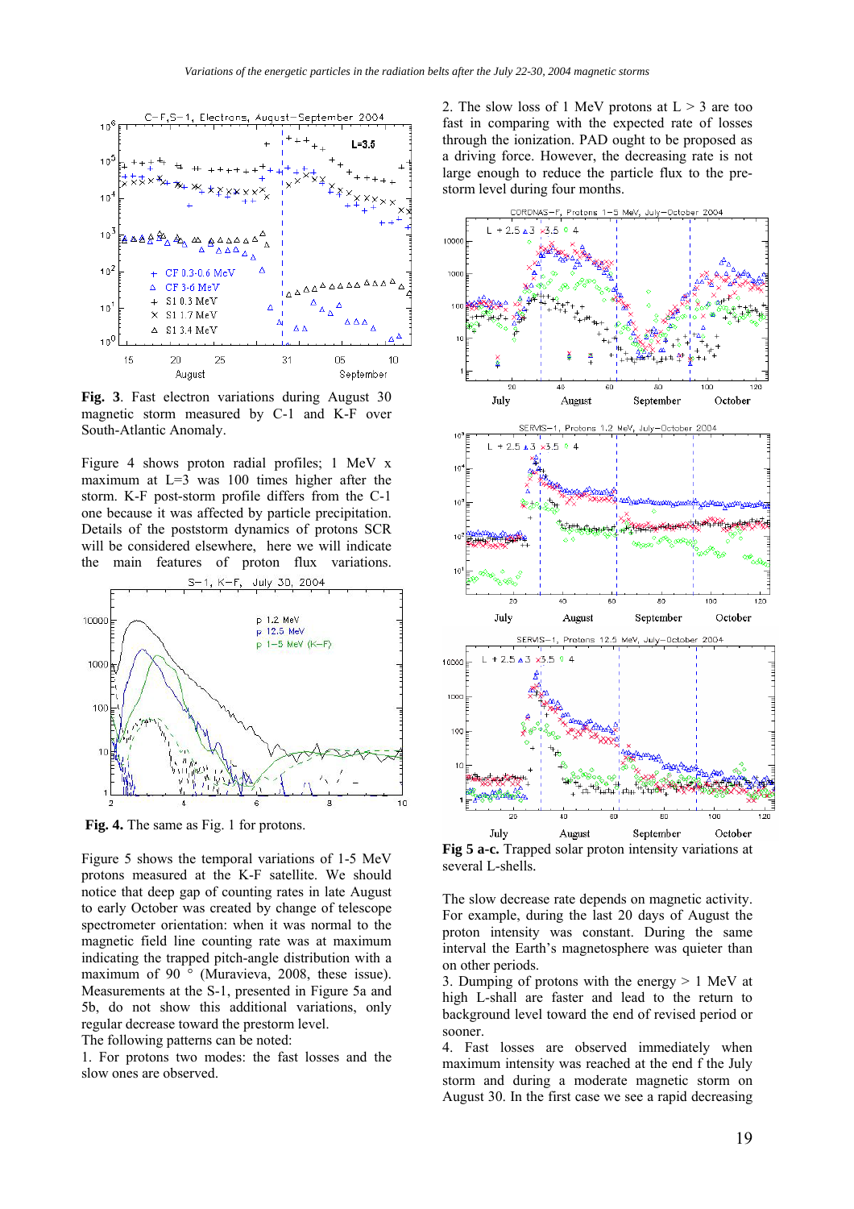Fig. 3. Fast electron variations during August 30 magnetic storm measured by C-1 and K-F over South-Atlantic Anomaly.

Figure 4 shows proton radial profiles; 1 MeV x maximum at L=3 was 100 times higher after the storm. K-F post-storm profile differs from the C-1 one because it was affected by particle precipitation. Details of the poststorm dynamics of protons SCR will be considered elsewhere, here we will indicate the main features of proton flux variations.

**Fig. 4.** The same as Fig. 1 for protons.

Figure 5 shows the temporal variations of 1-5 MeV protons measured at the K-F satellite. We should notice that deep gap of counting rates in late August to early October was created by change of telescope spectrometer orientation: when it was normal to the magnetic field line counting rate was at maximum indicating the trapped pitch-angle distribution with a maximum of 90 ° (Muravieva, 2008, these issue). Measurements at the S-1, presented in Figure 5a and 5b, do not show this additional variations, only regular decrease toward the prestorm level.

The following patterns can be noted:

1. For protons two modes: the fast losses and the slow ones are observed.

2. The slow loss of 1 MeV protons at L > 3 are too fast in comparing with the expected rate of losses through the ionization. PAD ought to be proposed as a driving force. However, the decreasing rate is not large enough to reduce the particle flux to the pre-storm level during four months.

**Fig 5 a-c.** Trapped solar proton intensity variations at several L-shells.

The slow decrease rate depends on magnetic activity. For example, during the last 20 days of August the proton intensity was constant. During the same interval the Earth's magnetosphere was quieter than on other periods.

3. Dumping of protons with the energy > 1 MeV at high L-shall are faster and lead to the return to background level toward the end of revised period or sooner.

4. Fast losses are observed immediately when maximum intensity was reached at the end f the July storm and during a moderate magnetic storm on August 30. In the first case we see a rapid decreasing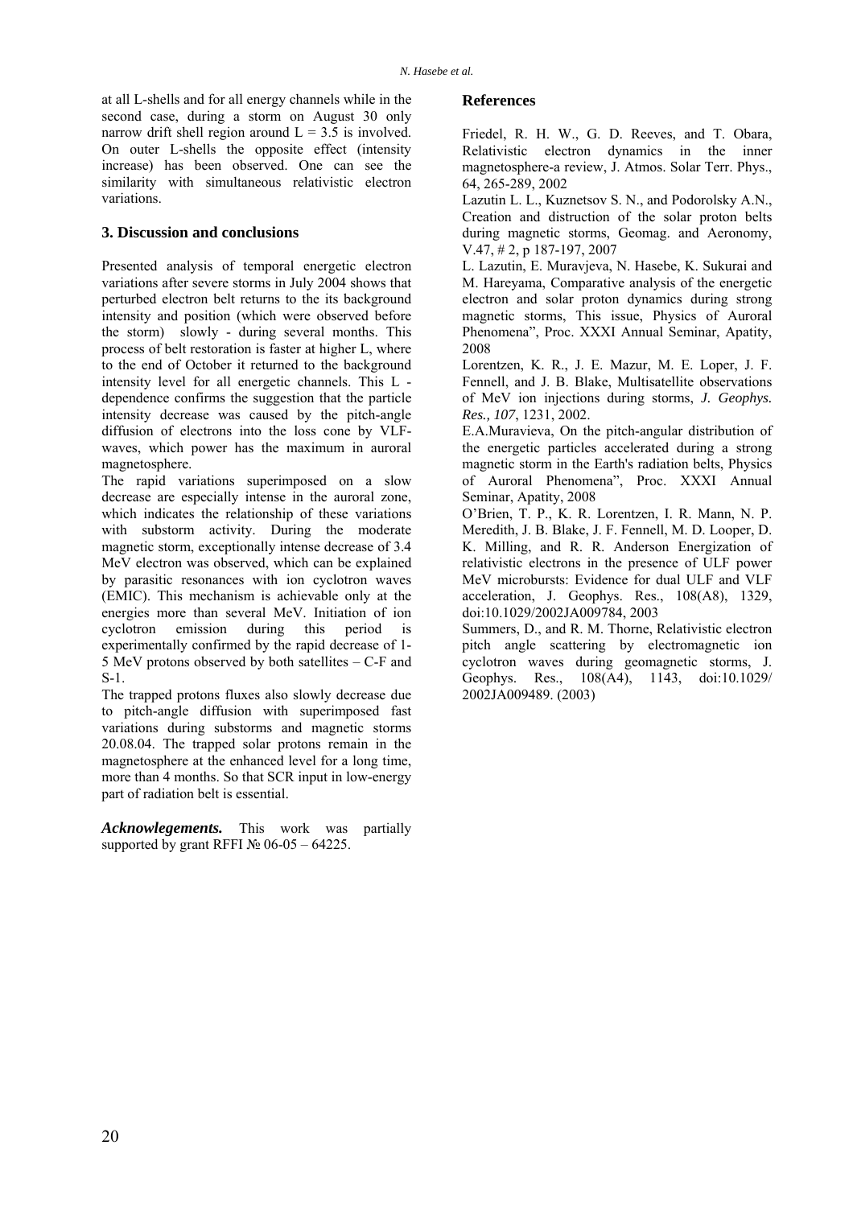at all L-shells and for all energy channels while in the second case, during a storm on August 30 only narrow drift shell region around $L = 3.5$ is involved. On outer L-shells the opposite effect (intensity increase) has been observed. One can see the similarity with simultaneous relativistic electron variations.

## 3. Discussion and conclusions

Presented analysis of temporal energetic electron variations after severe storms in July 2004 shows that perturbed electron belt returns to the its background intensity and position (which were observed before the storm) slowly - during several months. This process of belt restoration is faster at higher L, where to the end of October it returned to the background intensity level for all energetic channels. This L - dependence confirms the suggestion that the particle intensity decrease was caused by the pitch-angle diffusion of electrons into the loss cone by VLF-waves, which power has the maximum in auroral magnetosphere.

The rapid variations superimposed on a slow decrease are especially intense in the auroral zone, which indicates the relationship of these variations with substorm activity. During the moderate magnetic storm, exceptionally intense decrease of 3.4 MeV electron was observed, which can be explained by parasitic resonances with ion cyclotron waves (EMIC). This mechanism is achievable only at the energies more than several MeV. Initiation of ion cyclotron emission during this period is experimentally confirmed by the rapid decrease of 1-5 MeV protons observed by both satellites – C-F and S-1.

The trapped protons fluxes also slowly decrease due to pitch-angle diffusion with superimposed fast variations during substorms and magnetic storms 20.08.04. The trapped solar protons remain in the magnetosphere at the enhanced level for a long time, more than 4 months. So that SCR input in low-energy part of radiation belt is essential.

***Acknowlegements.*** This work was partially supported by grant RFFI № 06-05 – 64225.

## References

Friedel, R. H. W., G. D. Reeves, and T. Obara, Relativistic electron dynamics in the inner magnetosphere-a review, J. Atmos. Solar Terr. Phys., 64, 265-289, 2002

Lazutin L. L., Kuznetsov S. N., and Podorolsky A.N., Creation and distruction of the solar proton belts during magnetic storms, Geomag. and Aeronomy, V.47, # 2, p 187-197, 2007

L. Lazutin, E. Muravjeva, N. Hasebe, K. Sukurai and M. Hareyama, Comparative analysis of the energetic electron and solar proton dynamics during strong magnetic storms, This issue, Physics of Auroral Phenomena", Proc. XXXI Annual Seminar, Apatity, 2008

Lorentzen, K. R., J. E. Mazur, M. E. Loper, J. F. Fennell, and J. B. Blake, Multisatellite observations of MeV ion injections during storms, *J. Geophys. Res., 107*, 1231, 2002.

E.A.Muravieva, On the pitch-angular distribution of the energetic particles accelerated during a strong magnetic storm in the Earth's radiation belts, Physics of Auroral Phenomena", Proc. XXXI Annual Seminar, Apatity, 2008

O'Brien, T. P., K. R. Lorentzen, I. R. Mann, N. P. Meredith, J. B. Blake, J. F. Fennell, M. D. Looper, D. K. Milling, and R. R. Anderson Energization of relativistic electrons in the presence of ULF power MeV microbursts: Evidence for dual ULF and VLF acceleration, J. Geophys. Res., 108(A8), 1329, doi:10.1029/2002JA009784, 2003

Summers, D., and R. M. Thorne, Relativistic electron pitch angle scattering by electromagnetic ion cyclotron waves during geomagnetic storms, J. Geophys. Res., 108(A4), 1143, doi:10.1029/ 2002JA009489. (2003)